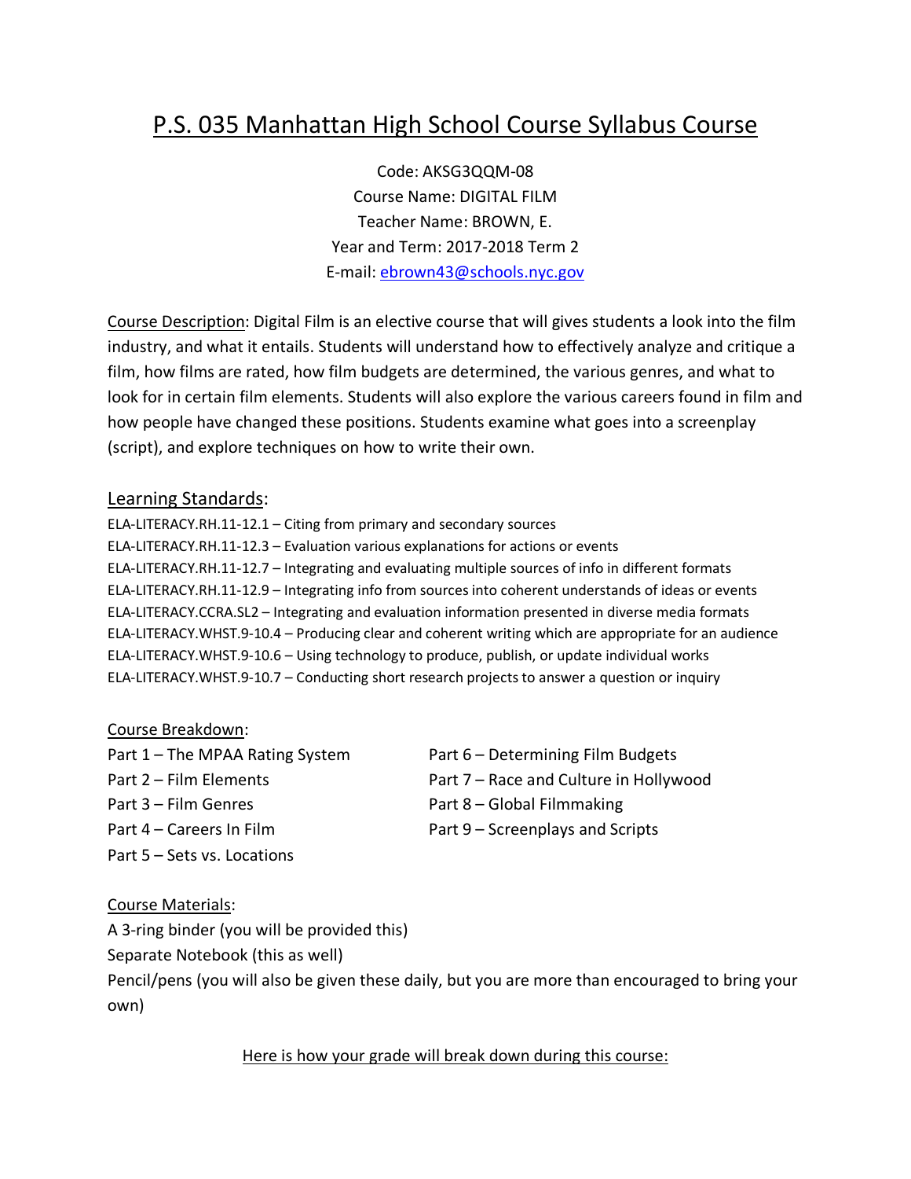# P.S. 035 Manhattan High School Course Syllabus Course

Code: AKSG3QQM-08
Course Name: DIGITAL FILM
Teacher Name: BROWN, E.
Year and Term: 2017-2018 Term 2
E-mail: ebrown43@schools.nyc.gov

Course Description: Digital Film is an elective course that will gives students a look into the film industry, and what it entails. Students will understand how to effectively analyze and critique a film, how films are rated, how film budgets are determined, the various genres, and what to look for in certain film elements. Students will also explore the various careers found in film and how people have changed these positions. Students examine what goes into a screenplay (script), and explore techniques on how to write their own.

## Learning Standards:

ELA-LITERACY.RH.11-12.1 – Citing from primary and secondary sources
ELA-LITERACY.RH.11-12.3 – Evaluation various explanations for actions or events
ELA-LITERACY.RH.11-12.7 – Integrating and evaluating multiple sources of info in different formats
ELA-LITERACY.RH.11-12.9 – Integrating info from sources into coherent understands of ideas or events
ELA-LITERACY.CCRA.SL2 – Integrating and evaluation information presented in diverse media formats
ELA-LITERACY.WHST.9-10.4 – Producing clear and coherent writing which are appropriate for an audience
ELA-LITERACY.WHST.9-10.6 – Using technology to produce, publish, or update individual works
ELA-LITERACY.WHST.9-10.7 – Conducting short research projects to answer a question or inquiry

Course Breakdown:

Part 1 – The MPAA Rating System
Part 2 – Film Elements
Part 3 – Film Genres
Part 4 – Careers In Film
Part 5 – Sets vs. Locations
Part 6 – Determining Film Budgets
Part 7 – Race and Culture in Hollywood
Part 8 – Global Filmmaking
Part 9 – Screenplays and Scripts

Course Materials:

A 3-ring binder (you will be provided this)
Separate Notebook (this as well)
Pencil/pens (you will also be given these daily, but you are more than encouraged to bring your own)

Here is how your grade will break down during this course: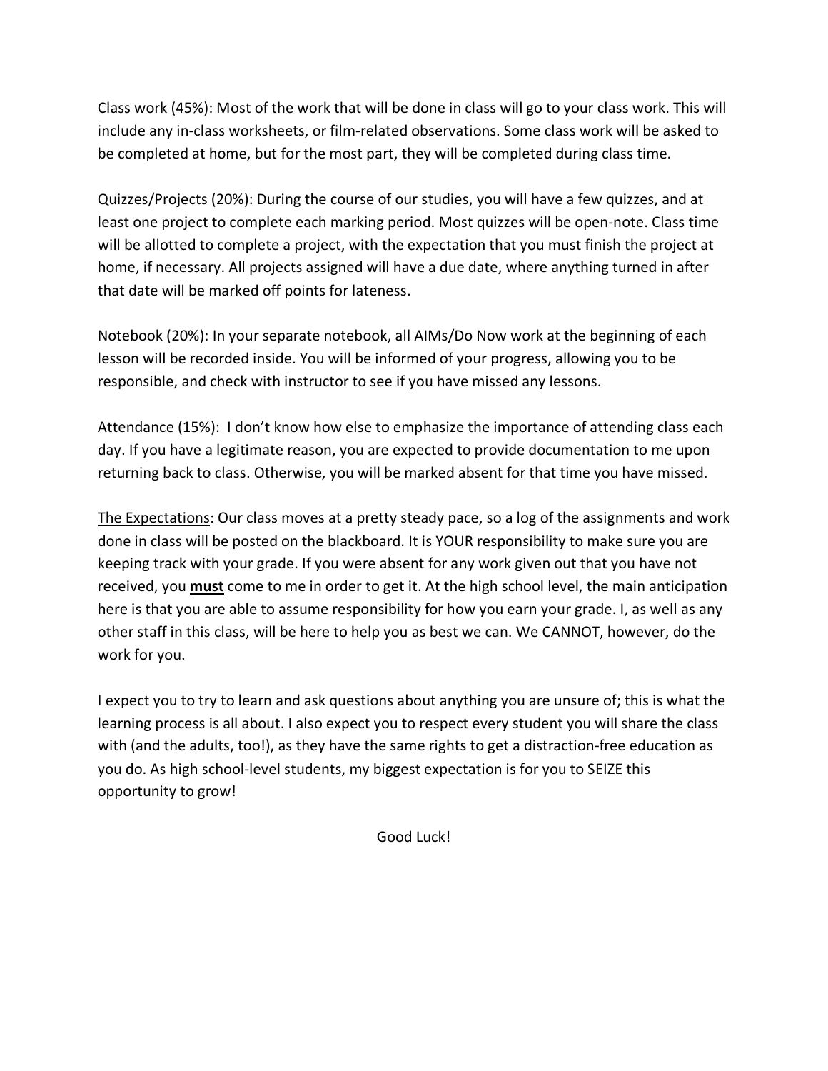Class work (45%): Most of the work that will be done in class will go to your class work. This will include any in-class worksheets, or film-related observations. Some class work will be asked to be completed at home, but for the most part, they will be completed during class time.

Quizzes/Projects (20%): During the course of our studies, you will have a few quizzes, and at least one project to complete each marking period. Most quizzes will be open-note. Class time will be allotted to complete a project, with the expectation that you must finish the project at home, if necessary. All projects assigned will have a due date, where anything turned in after that date will be marked off points for lateness.

Notebook (20%): In your separate notebook, all AIMs/Do Now work at the beginning of each lesson will be recorded inside. You will be informed of your progress, allowing you to be responsible, and check with instructor to see if you have missed any lessons.

Attendance (15%): I don't know how else to emphasize the importance of attending class each day. If you have a legitimate reason, you are expected to provide documentation to me upon returning back to class. Otherwise, you will be marked absent for that time you have missed.

<u>The Expectations</u>: Our class moves at a pretty steady pace, so a log of the assignments and work done in class will be posted on the blackboard. It is YOUR responsibility to make sure you are keeping track with your grade. If you were absent for any work given out that you have not received, you <u>**must**</u> come to me in order to get it. At the high school level, the main anticipation here is that you are able to assume responsibility for how you earn your grade. I, as well as any other staff in this class, will be here to help you as best we can. We CANNOT, however, do the work for you.

I expect you to try to learn and ask questions about anything you are unsure of; this is what the learning process is all about. I also expect you to respect every student you will share the class with (and the adults, too!), as they have the same rights to get a distraction-free education as you do. As high school-level students, my biggest expectation is for you to SEIZE this opportunity to grow!

Good Luck!